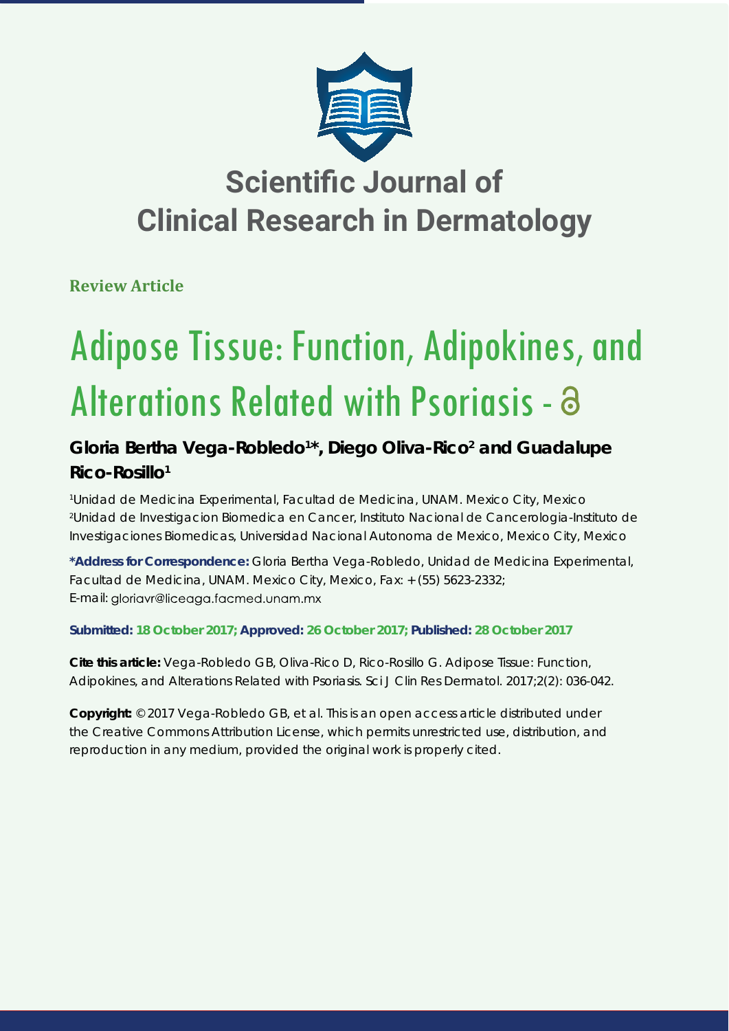# Scientific Journal of Clinical Research in Dermatology

**Review Article**

# Adipose Tissue: Function, Adipokines, and Alterations Related with Psoriasis -

**Gloria Bertha Vega-Robledo[1]*, Diego Oliva-Rico[2] and Guadalupe Rico-Rosillo[1]**

[1]Unidad de Medicina Experimental, Facultad de Medicina, UNAM. Mexico City, Mexico
[2]Unidad de Investigacion Biomedica en Cancer, Instituto Nacional de Cancerologia-Instituto de Investigaciones Biomedicas, Universidad Nacional Autonoma de Mexico, Mexico City, Mexico

**\*Address for Correspondence:** Gloria Bertha Vega-Robledo, Unidad de Medicina Experimental, Facultad de Medicina, UNAM. Mexico City, Mexico, Fax: + (55) 5623-2332; E-mail: gloriavr@liceaga.facmed.unam.mx

**Submitted: 18 October 2017; Approved: 26 October 2017; Published: 28 October 2017**

**Cite this article:** Vega-Robledo GB, Oliva-Rico D, Rico-Rosillo G. Adipose Tissue: Function, Adipokines, and Alterations Related with Psoriasis. Sci J Clin Res Dermatol. 2017;2(2): 036-042.

**Copyright:** © 2017 Vega-Robledo GB, et al. This is an open access article distributed under the Creative Commons Attribution License, which permits unrestricted use, distribution, and reproduction in any medium, provided the original work is properly cited.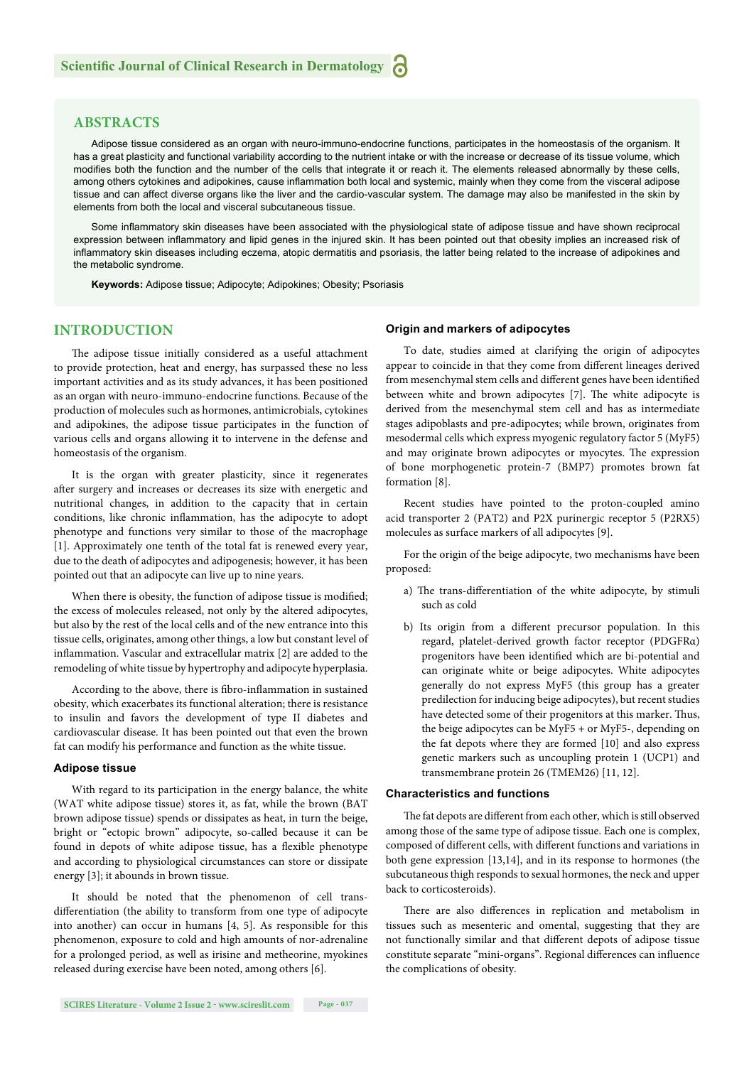## ABSTRACTS

Adipose tissue considered as an organ with neuro-immuno-endocrine functions, participates in the homeostasis of the organism. It has a great plasticity and functional variability according to the nutrient intake or with the increase or decrease of its tissue volume, which modifies both the function and the number of the cells that integrate it or reach it. The elements released abnormally by these cells, among others cytokines and adipokines, cause inflammation both local and systemic, mainly when they come from the visceral adipose tissue and can affect diverse organs like the liver and the cardio-vascular system. The damage may also be manifested in the skin by elements from both the local and visceral subcutaneous tissue.

Some inflammatory skin diseases have been associated with the physiological state of adipose tissue and have shown reciprocal expression between inflammatory and lipid genes in the injured skin. It has been pointed out that obesity implies an increased risk of inflammatory skin diseases including eczema, atopic dermatitis and psoriasis, the latter being related to the increase of adipokines and the metabolic syndrome.

**Keywords:** Adipose tissue; Adipocyte; Adipokines; Obesity; Psoriasis

## INTRODUCTION

The adipose tissue initially considered as a useful attachment to provide protection, heat and energy, has surpassed these no less important activities and as its study advances, it has been positioned as an organ with neuro-immuno-endocrine functions. Because of the production of molecules such as hormones, antimicrobials, cytokines and adipokines, the adipose tissue participates in the function of various cells and organs allowing it to intervene in the defense and homeostasis of the organism.

It is the organ with greater plasticity, since it regenerates after surgery and increases or decreases its size with energetic and nutritional changes, in addition to the capacity that in certain conditions, like chronic inflammation, has the adipocyte to adopt phenotype and functions very similar to those of the macrophage [1]. Approximately one tenth of the total fat is renewed every year, due to the death of adipocytes and adipogenesis; however, it has been pointed out that an adipocyte can live up to nine years.

When there is obesity, the function of adipose tissue is modified; the excess of molecules released, not only by the altered adipocytes, but also by the rest of the local cells and of the new entrance into this tissue cells, originates, among other things, a low but constant level of inflammation. Vascular and extracellular matrix [2] are added to the remodeling of white tissue by hypertrophy and adipocyte hyperplasia.

According to the above, there is fibro-inflammation in sustained obesity, which exacerbates its functional alteration; there is resistance to insulin and favors the development of type II diabetes and cardiovascular disease. It has been pointed out that even the brown fat can modify his performance and function as the white tissue.

### Adipose tissue

With regard to its participation in the energy balance, the white (WAT white adipose tissue) stores it, as fat, while the brown (BAT brown adipose tissue) spends or dissipates as heat, in turn the beige, bright or "ectopic brown" adipocyte, so-called because it can be found in depots of white adipose tissue, has a flexible phenotype and according to physiological circumstances can store or dissipate energy [3]; it abounds in brown tissue.

It should be noted that the phenomenon of cell trans-differentiation (the ability to transform from one type of adipocyte into another) can occur in humans [4, 5]. As responsible for this phenomenon, exposure to cold and high amounts of nor-adrenaline for a prolonged period, as well as irisine and metheorine, myokines released during exercise have been noted, among others [6].

### Origin and markers of adipocytes

To date, studies aimed at clarifying the origin of adipocytes appear to coincide in that they come from different lineages derived from mesenchymal stem cells and different genes have been identified between white and brown adipocytes [7]. The white adipocyte is derived from the mesenchymal stem cell and has as intermediate stages adipoblasts and pre-adipocytes; while brown, originates from mesodermal cells which express myogenic regulatory factor 5 (MyF5) and may originate brown adipocytes or myocytes. The expression of bone morphogenetic protein-7 (BMP7) promotes brown fat formation [8].

Recent studies have pointed to the proton-coupled amino acid transporter 2 (PAT2) and P2X purinergic receptor 5 (P2RX5) molecules as surface markers of all adipocytes [9].

For the origin of the beige adipocyte, two mechanisms have been proposed:

a) The trans-differentiation of the white adipocyte, by stimuli such as cold

b) Its origin from a different precursor population. In this regard, platelet-derived growth factor receptor (PDGFRα) progenitors have been identified which are bi-potential and can originate white or beige adipocytes. White adipocytes generally do not express MyF5 (this group has a greater predilection for inducing beige adipocytes), but recent studies have detected some of their progenitors at this marker. Thus, the beige adipocytes can be MyF5 + or MyF5-, depending on the fat depots where they are formed [10] and also express genetic markers such as uncoupling protein 1 (UCP1) and transmembrane protein 26 (TMEM26) [11, 12].

### Characteristics and functions

The fat depots are different from each other, which is still observed among those of the same type of adipose tissue. Each one is complex, composed of different cells, with different functions and variations in both gene expression [13,14], and in its response to hormones (the subcutaneous thigh responds to sexual hormones, the neck and upper back to corticosteroids).

There are also differences in replication and metabolism in tissues such as mesenteric and omental, suggesting that they are not functionally similar and that different depots of adipose tissue constitute separate "mini-organs". Regional differences can influence the complications of obesity.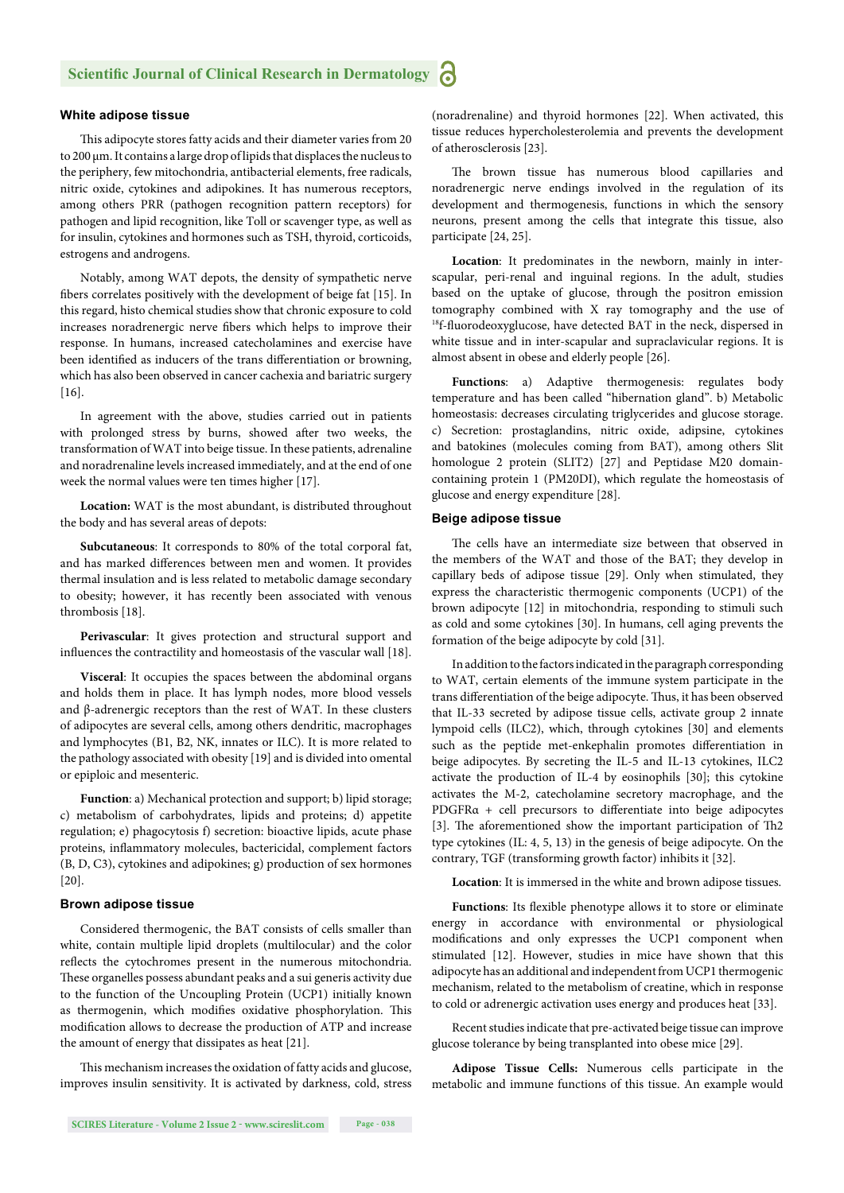### White adipose tissue

This adipocyte stores fatty acids and their diameter varies from 20 to 200 µm. It contains a large drop of lipids that displaces the nucleus to the periphery, few mitochondria, antibacterial elements, free radicals, nitric oxide, cytokines and adipokines. It has numerous receptors, among others PRR (pathogen recognition pattern receptors) for pathogen and lipid recognition, like Toll or scavenger type, as well as for insulin, cytokines and hormones such as TSH, thyroid, corticoids, estrogens and androgens.

Notably, among WAT depots, the density of sympathetic nerve fibers correlates positively with the development of beige fat [15]. In this regard, histo chemical studies show that chronic exposure to cold increases noradrenergic nerve fibers which helps to improve their response. In humans, increased catecholamines and exercise have been identified as inducers of the trans differentiation or browning, which has also been observed in cancer cachexia and bariatric surgery [16].

In agreement with the above, studies carried out in patients with prolonged stress by burns, showed after two weeks, the transformation of WAT into beige tissue. In these patients, adrenaline and noradrenaline levels increased immediately, and at the end of one week the normal values were ten times higher [17].

**Location:** WAT is the most abundant, is distributed throughout the body and has several areas of depots:

**Subcutaneous**: It corresponds to 80% of the total corporal fat, and has marked differences between men and women. It provides thermal insulation and is less related to metabolic damage secondary to obesity; however, it has recently been associated with venous thrombosis [18].

**Perivascular**: It gives protection and structural support and influences the contractility and homeostasis of the vascular wall [18].

**Visceral**: It occupies the spaces between the abdominal organs and holds them in place. It has lymph nodes, more blood vessels and β-adrenergic receptors than the rest of WAT. In these clusters of adipocytes are several cells, among others dendritic, macrophages and lymphocytes (B1, B2, NK, innates or ILC). It is more related to the pathology associated with obesity [19] and is divided into omental or epiploic and mesenteric.

**Function**: a) Mechanical protection and support; b) lipid storage; c) metabolism of carbohydrates, lipids and proteins; d) appetite regulation; e) phagocytosis f) secretion: bioactive lipids, acute phase proteins, inflammatory molecules, bactericidal, complement factors (B, D, C3), cytokines and adipokines; g) production of sex hormones [20].

### Brown adipose tissue

Considered thermogenic, the BAT consists of cells smaller than white, contain multiple lipid droplets (multilocular) and the color reflects the cytochromes present in the numerous mitochondria. These organelles possess abundant peaks and a sui generis activity due to the function of the Uncoupling Protein (UCP1) initially known as thermogenin, which modifies oxidative phosphorylation. This modification allows to decrease the production of ATP and increase the amount of energy that dissipates as heat [21].

This mechanism increases the oxidation of fatty acids and glucose, improves insulin sensitivity. It is activated by darkness, cold, stress (noradrenaline) and thyroid hormones [22]. When activated, this tissue reduces hypercholesterolemia and prevents the development of atherosclerosis [23].

The brown tissue has numerous blood capillaries and noradrenergic nerve endings involved in the regulation of its development and thermogenesis, functions in which the sensory neurons, present among the cells that integrate this tissue, also participate [24, 25].

**Location**: It predominates in the newborn, mainly in inter-scapular, peri-renal and inguinal regions. In the adult, studies based on the uptake of glucose, through the positron emission tomography combined with X ray tomography and the use of $^{18}$f-fluorodeoxyglucose, have detected BAT in the neck, dispersed in white tissue and in inter-scapular and supraclavicular regions. It is almost absent in obese and elderly people [26].

**Functions**: a) Adaptive thermogenesis: regulates body temperature and has been called "hibernation gland". b) Metabolic homeostasis: decreases circulating triglycerides and glucose storage. c) Secretion: prostaglandins, nitric oxide, adipsine, cytokines and batokines (molecules coming from BAT), among others Slit homologue 2 protein (SLIT2) [27] and Peptidase M20 domain-containing protein 1 (PM20DI), which regulate the homeostasis of glucose and energy expenditure [28].

### Beige adipose tissue

The cells have an intermediate size between that observed in the members of the WAT and those of the BAT; they develop in capillary beds of adipose tissue [29]. Only when stimulated, they express the characteristic thermogenic components (UCP1) of the brown adipocyte [12] in mitochondria, responding to stimuli such as cold and some cytokines [30]. In humans, cell aging prevents the formation of the beige adipocyte by cold [31].

In addition to the factors indicated in the paragraph corresponding to WAT, certain elements of the immune system participate in the trans differentiation of the beige adipocyte. Thus, it has been observed that IL-33 secreted by adipose tissue cells, activate group 2 innate lympoid cells (ILC2), which, through cytokines [30] and elements such as the peptide met-enkephalin promotes differentiation in beige adipocytes. By secreting the IL-5 and IL-13 cytokines, ILC2 activate the production of IL-4 by eosinophils [30]; this cytokine activates the M-2, catecholamine secretory macrophage, and the PDGFRα + cell precursors to differentiate into beige adipocytes [3]. The aforementioned show the important participation of Th2 type cytokines (IL: 4, 5, 13) in the genesis of beige adipocyte. On the contrary, TGF (transforming growth factor) inhibits it [32].

**Location**: It is immersed in the white and brown adipose tissues.

**Functions**: Its flexible phenotype allows it to store or eliminate energy in accordance with environmental or physiological modifications and only expresses the UCP1 component when stimulated [12]. However, studies in mice have shown that this adipocyte has an additional and independent from UCP1 thermogenic mechanism, related to the metabolism of creatine, which in response to cold or adrenergic activation uses energy and produces heat [33].

Recent studies indicate that pre-activated beige tissue can improve glucose tolerance by being transplanted into obese mice [29].

**Adipose Tissue Cells:** Numerous cells participate in the metabolic and immune functions of this tissue. An example would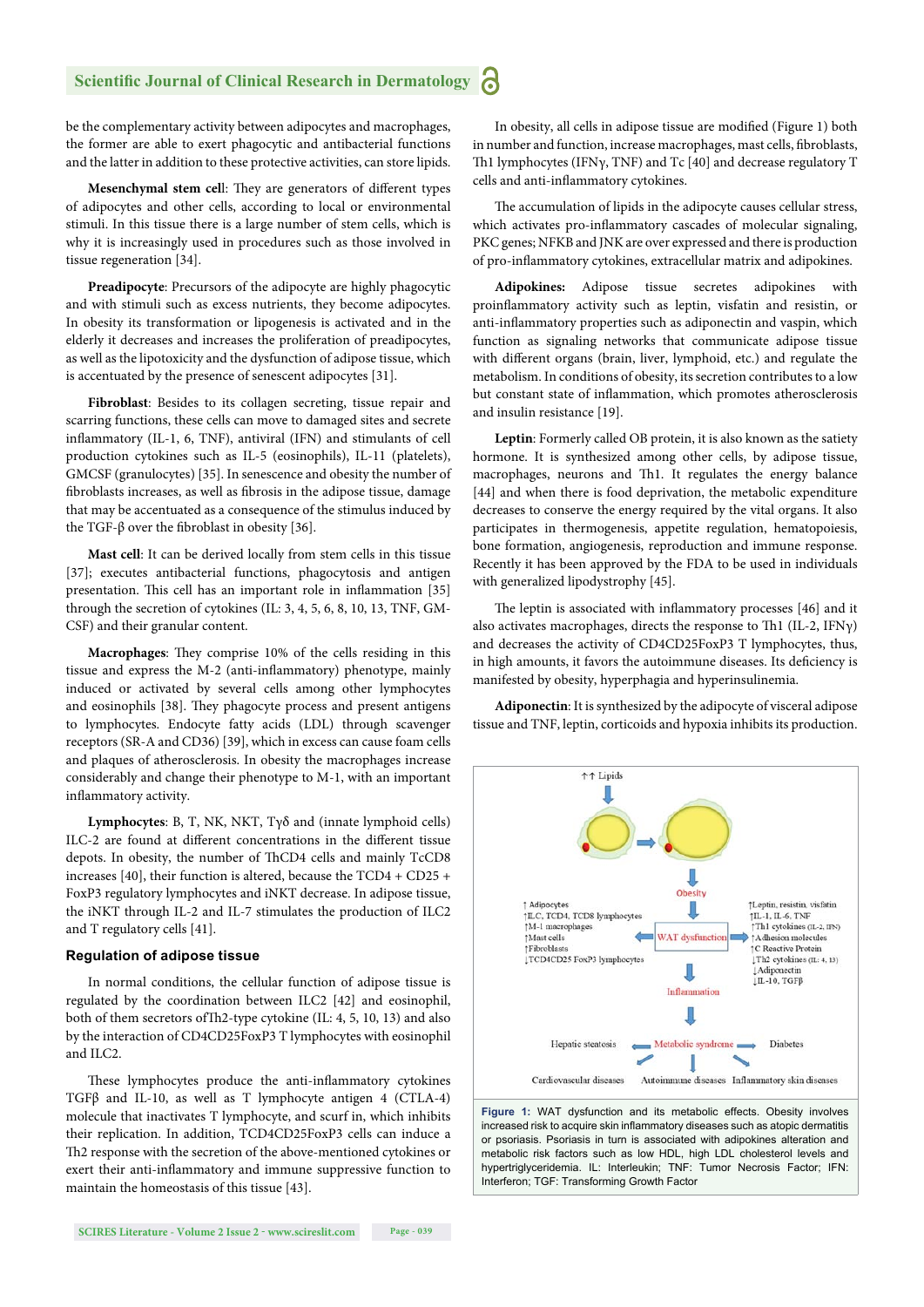be the complementary activity between adipocytes and macrophages, the former are able to exert phagocytic and antibacterial functions and the latter in addition to these protective activities, can store lipids.

**Mesenchymal stem cell**: They are generators of different types of adipocytes and other cells, according to local or environmental stimuli. In this tissue there is a large number of stem cells, which is why it is increasingly used in procedures such as those involved in tissue regeneration [34].

**Preadipocyte**: Precursors of the adipocyte are highly phagocytic and with stimuli such as excess nutrients, they become adipocytes. In obesity its transformation or lipogenesis is activated and in the elderly it decreases and increases the proliferation of preadipocytes, as well as the lipotoxicity and the dysfunction of adipose tissue, which is accentuated by the presence of senescent adipocytes [31].

**Fibroblast**: Besides to its collagen secreting, tissue repair and scarring functions, these cells can move to damaged sites and secrete inflammatory (IL-1, 6, TNF), antiviral (IFN) and stimulants of cell production cytokines such as IL-5 (eosinophils), IL-11 (platelets), GMCSF (granulocytes) [35]. In senescence and obesity the number of fibroblasts increases, as well as fibrosis in the adipose tissue, damage that may be accentuated as a consequence of the stimulus induced by the TGF-β over the fibroblast in obesity [36].

**Mast cell**: It can be derived locally from stem cells in this tissue [37]; executes antibacterial functions, phagocytosis and antigen presentation. This cell has an important role in inflammation [35] through the secretion of cytokines (IL: 3, 4, 5, 6, 8, 10, 13, TNF, GM-CSF) and their granular content.

**Macrophages**: They comprise 10% of the cells residing in this tissue and express the M-2 (anti-inflammatory) phenotype, mainly induced or activated by several cells among other lymphocytes and eosinophils [38]. They phagocyte process and present antigens to lymphocytes. Endocyte fatty acids (LDL) through scavenger receptors (SR-A and CD36) [39], which in excess can cause foam cells and plaques of atherosclerosis. In obesity the macrophages increase considerably and change their phenotype to M-1, with an important inflammatory activity.

**Lymphocytes**: B, T, NK, NKT, Tγδ and (innate lymphoid cells) ILC-2 are found at different concentrations in the different tissue depots. In obesity, the number of ThCD4 cells and mainly TcCD8 increases [40], their function is altered, because the TCD4 + CD25 + FoxP3 regulatory lymphocytes and iNKT decrease. In adipose tissue, the iNKT through IL-2 and IL-7 stimulates the production of ILC2 and T regulatory cells [41].

### Regulation of adipose tissue

In normal conditions, the cellular function of adipose tissue is regulated by the coordination between ILC2 [42] and eosinophil, both of them secretors ofTh2-type cytokine (IL: 4, 5, 10, 13) and also by the interaction of CD4CD25FoxP3 T lymphocytes with eosinophil and ILC2.

These lymphocytes produce the anti-inflammatory cytokines TGFβ and IL-10, as well as T lymphocyte antigen 4 (CTLA-4) molecule that inactivates T lymphocyte, and scurf in, which inhibits their replication. In addition, TCD4CD25FoxP3 cells can induce a Th2 response with the secretion of the above-mentioned cytokines or exert their anti-inflammatory and immune suppressive function to maintain the homeostasis of this tissue [43].

In obesity, all cells in adipose tissue are modified (Figure 1) both in number and function, increase macrophages, mast cells, fibroblasts, Th1 lymphocytes (IFNγ, TNF) and Tc [40] and decrease regulatory T cells and anti-inflammatory cytokines.

The accumulation of lipids in the adipocyte causes cellular stress, which activates pro-inflammatory cascades of molecular signaling, PKC genes; NFKB and JNK are over expressed and there is production of pro-inflammatory cytokines, extracellular matrix and adipokines.

**Adipokines:** Adipose tissue secretes adipokines with proinflammatory activity such as leptin, visfatin and resistin, or anti-inflammatory properties such as adiponectin and vaspin, which function as signaling networks that communicate adipose tissue with different organs (brain, liver, lymphoid, etc.) and regulate the metabolism. In conditions of obesity, its secretion contributes to a low but constant state of inflammation, which promotes atherosclerosis and insulin resistance [19].

**Leptin**: Formerly called OB protein, it is also known as the satiety hormone. It is synthesized among other cells, by adipose tissue, macrophages, neurons and Th1. It regulates the energy balance [44] and when there is food deprivation, the metabolic expenditure decreases to conserve the energy required by the vital organs. It also participates in thermogenesis, appetite regulation, hematopoiesis, bone formation, angiogenesis, reproduction and immune response. Recently it has been approved by the FDA to be used in individuals with generalized lipodystrophy [45].

The leptin is associated with inflammatory processes [46] and it also activates macrophages, directs the response to Th1 (IL-2, IFNγ) and decreases the activity of CD4CD25FoxP3 T lymphocytes, thus, in high amounts, it favors the autoimmune diseases. Its deficiency is manifested by obesity, hyperphagia and hyperinsulinemia.

**Adiponectin**: It is synthesized by the adipocyte of visceral adipose tissue and TNF, leptin, corticoids and hypoxia inhibits its production.

**Figure 1:** WAT dysfunction and its metabolic effects. Obesity involves increased risk to acquire skin inflammatory diseases such as atopic dermatitis or psoriasis. Psoriasis in turn is associated with adipokines alteration and metabolic risk factors such as low HDL, high LDL cholesterol levels and hypertriglyceridemia. IL: Interleukin; TNF: Tumor Necrosis Factor; IFN: Interferon; TGF: Transforming Growth Factor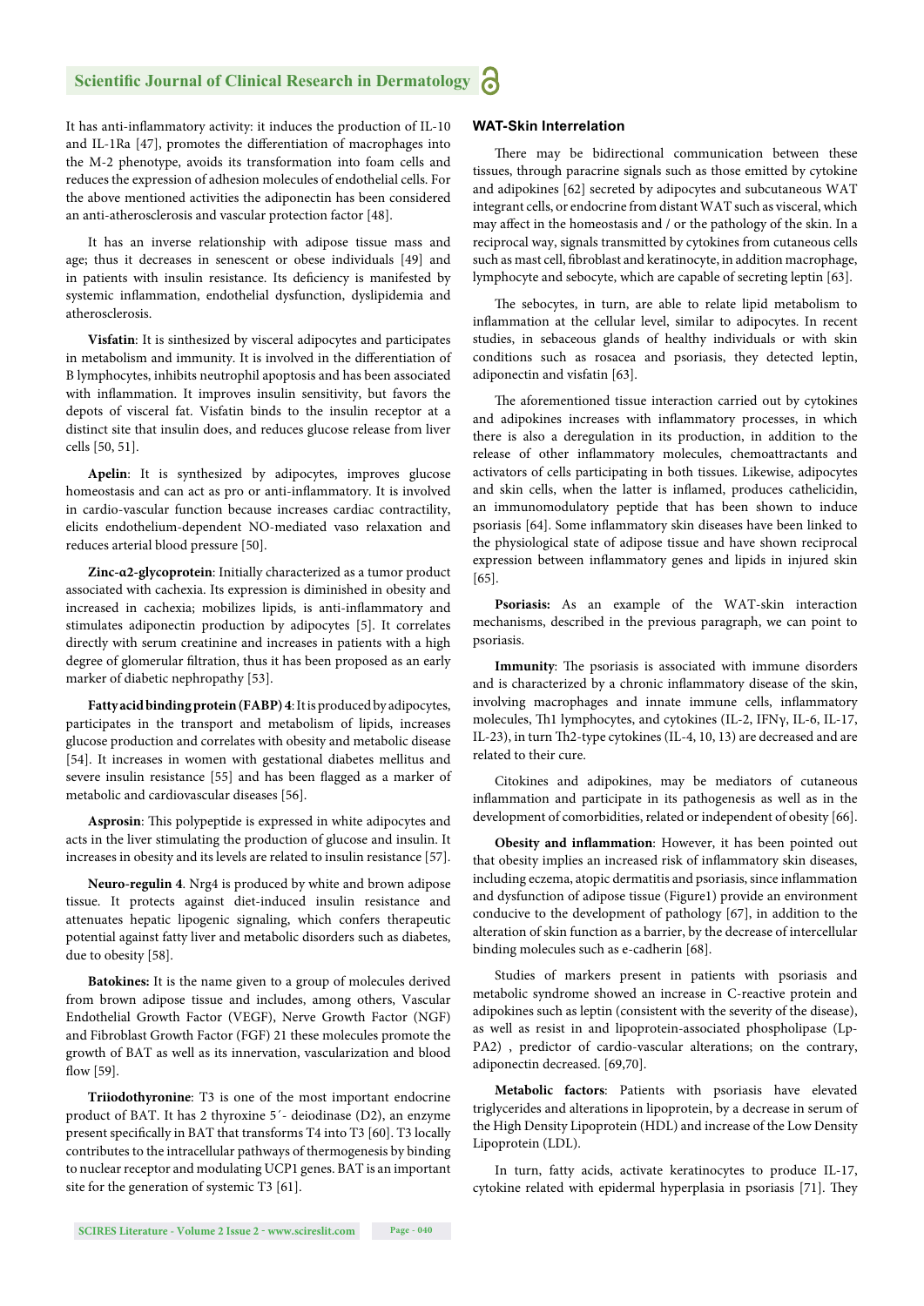It has anti-inflammatory activity: it induces the production of IL-10 and IL-1Ra [47], promotes the differentiation of macrophages into the M-2 phenotype, avoids its transformation into foam cells and reduces the expression of adhesion molecules of endothelial cells. For the above mentioned activities the adiponectin has been considered an anti-atherosclerosis and vascular protection factor [48].

It has an inverse relationship with adipose tissue mass and age; thus it decreases in senescent or obese individuals [49] and in patients with insulin resistance. Its deficiency is manifested by systemic inflammation, endothelial dysfunction, dyslipidemia and atherosclerosis.

**Visfatin**: It is sinthesized by visceral adipocytes and participates in metabolism and immunity. It is involved in the differentiation of B lymphocytes, inhibits neutrophil apoptosis and has been associated with inflammation. It improves insulin sensitivity, but favors the depots of visceral fat. Visfatin binds to the insulin receptor at a distinct site that insulin does, and reduces glucose release from liver cells [50, 51].

**Apelin**: It is synthesized by adipocytes, improves glucose homeostasis and can act as pro or anti-inflammatory. It is involved in cardio-vascular function because increases cardiac contractility, elicits endothelium-dependent NO-mediated vaso relaxation and reduces arterial blood pressure [50].

**Zinc-α2-glycoprotein**: Initially characterized as a tumor product associated with cachexia. Its expression is diminished in obesity and increased in cachexia; mobilizes lipids, is anti-inflammatory and stimulates adiponectin production by adipocytes [5]. It correlates directly with serum creatinine and increases in patients with a high degree of glomerular filtration, thus it has been proposed as an early marker of diabetic nephropathy [53].

**Fatty acid binding protein (FABP) 4**: It is produced by adipocytes, participates in the transport and metabolism of lipids, increases glucose production and correlates with obesity and metabolic disease [54]. It increases in women with gestational diabetes mellitus and severe insulin resistance [55] and has been flagged as a marker of metabolic and cardiovascular diseases [56].

**Asprosin**: This polypeptide is expressed in white adipocytes and acts in the liver stimulating the production of glucose and insulin. It increases in obesity and its levels are related to insulin resistance [57].

**Neuro-regulin 4**. Nrg4 is produced by white and brown adipose tissue. It protects against diet-induced insulin resistance and attenuates hepatic lipogenic signaling, which confers therapeutic potential against fatty liver and metabolic disorders such as diabetes, due to obesity [58].

**Batokines:** It is the name given to a group of molecules derived from brown adipose tissue and includes, among others, Vascular Endothelial Growth Factor (VEGF), Nerve Growth Factor (NGF) and Fibroblast Growth Factor (FGF) 21 these molecules promote the growth of BAT as well as its innervation, vascularization and blood flow [59].

**Triiodothyronine**: T3 is one of the most important endocrine product of BAT. It has 2 thyroxine 5´- deiodinase (D2), an enzyme present specifically in BAT that transforms T4 into T3 [60]. T3 locally contributes to the intracellular pathways of thermogenesis by binding to nuclear receptor and modulating UCP1 genes. BAT is an important site for the generation of systemic T3 [61].

## WAT-Skin Interrelation

There may be bidirectional communication between these tissues, through paracrine signals such as those emitted by cytokine and adipokines [62] secreted by adipocytes and subcutaneous WAT integrant cells, or endocrine from distant WAT such as visceral, which may affect in the homeostasis and / or the pathology of the skin. In a reciprocal way, signals transmitted by cytokines from cutaneous cells such as mast cell, fibroblast and keratinocyte, in addition macrophage, lymphocyte and sebocyte, which are capable of secreting leptin [63].

The sebocytes, in turn, are able to relate lipid metabolism to inflammation at the cellular level, similar to adipocytes. In recent studies, in sebaceous glands of healthy individuals or with skin conditions such as rosacea and psoriasis, they detected leptin, adiponectin and visfatin [63].

The aforementioned tissue interaction carried out by cytokines and adipokines increases with inflammatory processes, in which there is also a deregulation in its production, in addition to the release of other inflammatory molecules, chemoattractants and activators of cells participating in both tissues. Likewise, adipocytes and skin cells, when the latter is inflamed, produces cathelicidin, an immunomodulatory peptide that has been shown to induce psoriasis [64]. Some inflammatory skin diseases have been linked to the physiological state of adipose tissue and have shown reciprocal expression between inflammatory genes and lipids in injured skin [65].

**Psoriasis:** As an example of the WAT-skin interaction mechanisms, described in the previous paragraph, we can point to psoriasis.

**Immunity**: The psoriasis is associated with immune disorders and is characterized by a chronic inflammatory disease of the skin, involving macrophages and innate immune cells, inflammatory molecules, Th1 lymphocytes, and cytokines (IL-2, IFNγ, IL-6, IL-17, IL-23), in turn Th2-type cytokines (IL-4, 10, 13) are decreased and are related to their cure.

Citokines and adipokines, may be mediators of cutaneous inflammation and participate in its pathogenesis as well as in the development of comorbidities, related or independent of obesity [66].

**Obesity and inflammation**: However, it has been pointed out that obesity implies an increased risk of inflammatory skin diseases, including eczema, atopic dermatitis and psoriasis, since inflammation and dysfunction of adipose tissue (Figure1) provide an environment conducive to the development of pathology [67], in addition to the alteration of skin function as a barrier, by the decrease of intercellular binding molecules such as e-cadherin [68].

Studies of markers present in patients with psoriasis and metabolic syndrome showed an increase in C-reactive protein and adipokines such as leptin (consistent with the severity of the disease), as well as resist in and lipoprotein-associated phospholipase (Lp-PA2) , predictor of cardio-vascular alterations; on the contrary, adiponectin decreased. [69,70].

**Metabolic factors**: Patients with psoriasis have elevated triglycerides and alterations in lipoprotein, by a decrease in serum of the High Density Lipoprotein (HDL) and increase of the Low Density Lipoprotein (LDL).

In turn, fatty acids, activate keratinocytes to produce IL-17, cytokine related with epidermal hyperplasia in psoriasis [71]. They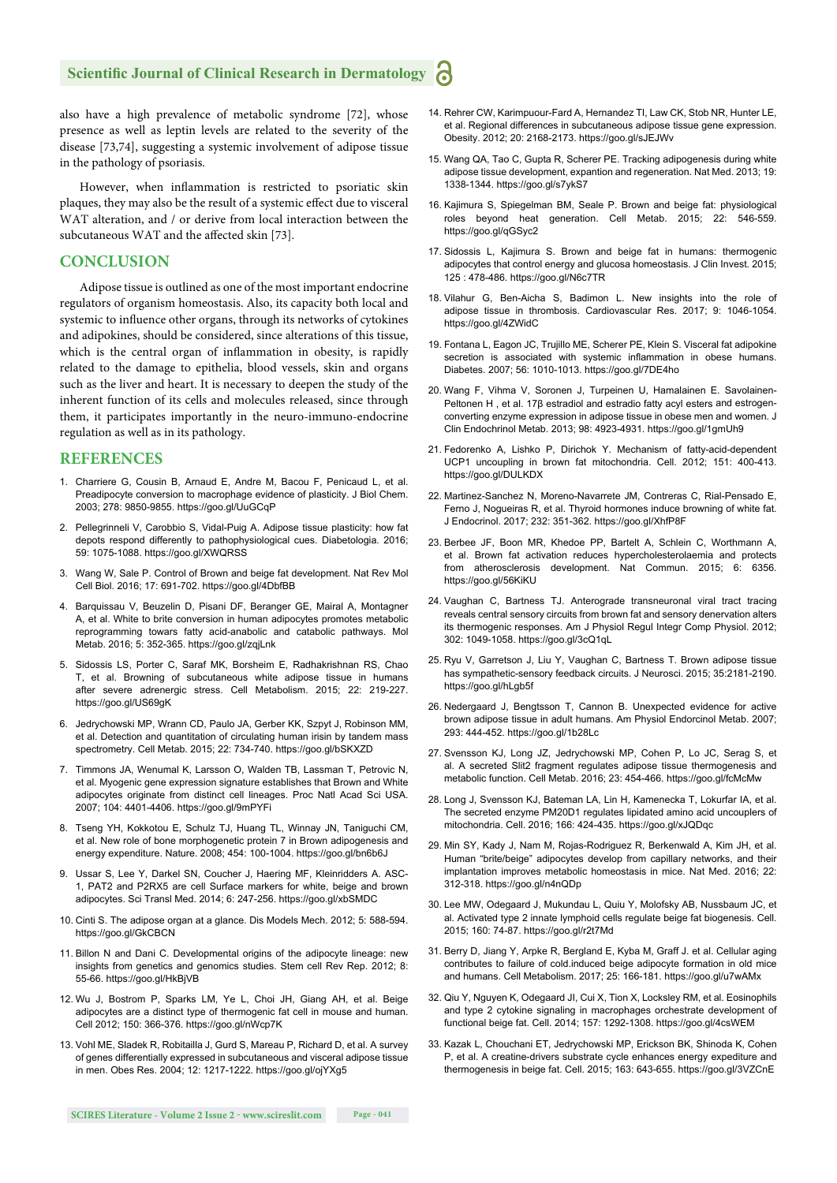also have a high prevalence of metabolic syndrome [72], whose presence as well as leptin levels are related to the severity of the disease [73,74], suggesting a systemic involvement of adipose tissue in the pathology of psoriasis.

However, when inflammation is restricted to psoriatic skin plaques, they may also be the result of a systemic effect due to visceral WAT alteration, and / or derive from local interaction between the subcutaneous WAT and the affected skin [73].

## CONCLUSION

Adipose tissue is outlined as one of the most important endocrine regulators of organism homeostasis. Also, its capacity both local and systemic to influence other organs, through its networks of cytokines and adipokines, should be considered, since alterations of this tissue, which is the central organ of inflammation in obesity, is rapidly related to the damage to epithelia, blood vessels, skin and organs such as the liver and heart. It is necessary to deepen the study of the inherent function of its cells and molecules released, since through them, it participates importantly in the neuro-immuno-endocrine regulation as well as in its pathology.

## REFERENCES

1. Charriere G, Cousin B, Arnaud E, Andre M, Bacou F, Penicaud L, et al. Preadipocyte conversion to macrophage evidence of plasticity. J Biol Chem. 2003; 278: 9850-9855. https://goo.gl/UuGCqP
2. Pellegrinneli V, Carobbio S, Vidal-Puig A. Adipose tissue plasticity: how fat depots respond differently to pathophysiological cues. Diabetologia. 2016; 59: 1075-1088. https://goo.gl/XWQRSS
3. Wang W, Sale P. Control of Brown and beige fat development. Nat Rev Mol Cell Biol. 2016; 17: 691-702. https://goo.gl/4DbfBB
4. Barquissau V, Beuzelin D, Pisani DF, Beranger GE, Mairal A, Montagner A, et al. White to brite conversion in human adipocytes promotes metabolic reprogramming towards fatty acid-anabolic and catabolic pathways. Mol Metab. 2016; 5: 352-365. https://goo.gl/zqjLnk
5. Sidossis LS, Porter C, Saraf MK, Borsheim E, Radhakrishnan RS, Chao T, et al. Browning of subcutaneous white adipose tissue in humans after severe adrenergic stress. Cell Metabolism. 2015; 22: 219-227. https://goo.gl/US69gK
6. Jedrychowski MP, Wrann CD, Paulo JA, Gerber KK, Szpyt J, Robinson MM, et al. Detection and quantitation of circulating human irisin by tandem mass spectrometry. Cell Metab. 2015; 22: 734-740. https://goo.gl/bSKXZD
7. Timmons JA, Wenumal K, Larsson O, Walden TB, Lassman T, Petrovic N, et al. Myogenic gene expression signature establishes that Brown and White adipocytes originate from distinct cell lineages. Proc Natl Acad Sci USA. 2007; 104: 4401-4406. https://goo.gl/9mPYFi
8. Tseng YH, Kokkotou E, Schulz TJ, Huang TL, Winnay JN, Taniguchi CM, et al. New role of bone morphogenetic protein 7 in Brown adipogenesis and energy expenditure. Nature. 2008; 454: 100-1004. https://goo.gl/bn6b6J
9. Ussar S, Lee Y, Darkel SN, Coucher J, Haering MF, Kleinridders A. ASC-1, PAT2 and P2RX5 are cell Surface markers for white, beige and brown adipocytes. Sci Transl Med. 2014; 6: 247-256. https://goo.gl/xbSMDC
10. Cinti S. The adipose organ at a glance. Dis Models Mech. 2012; 5: 588-594. https://goo.gl/GkCBCN
11. Billon N and Dani C. Developmental origins of the adipocyte lineage: new insights from genetics and genomics studies. Stem cell Rev Rep. 2012; 8: 55-66. https://goo.gl/HkBjVB
12. Wu J, Bostrom P, Sparks LM, Ye L, Choi JH, Giang AH, et al. Beige adipocytes are a distinct type of thermogenic fat cell in mouse and human. Cell 2012; 150: 366-376. https://goo.gl/nWcp7K
13. Vohl ME, Sladek R, Robitailla J, Gurd S, Mareau P, Richard D, et al. A survey of genes differentially expressed in subcutaneous and visceral adipose tissue in men. Obes Res. 2004; 12: 1217-1222. https://goo.gl/ojYXg5
14. Rehrer CW, Karimpuour-Fard A, Hernandez TI, Law CK, Stob NR, Hunter LE, et al. Regional differences in subcutaneous adipose tissue gene expression. Obesity. 2012; 20: 2168-2173. https://goo.gl/sJEJWv
15. Wang QA, Tao C, Gupta R, Scherer PE. Tracking adipogenesis during white adipose tissue development, expantion and regeneration. Nat Med. 2013; 19: 1338-1344. https://goo.gl/s7ykS7
16. Kajimura S, Spiegelman BM, Seale P. Brown and beige fat: physiological roles beyond heat generation. Cell Metab. 2015; 22: 546-559. https://goo.gl/qGSyc2
17. Sidossis L, Kajimura S. Brown and beige fat in humans: thermogenic adipocytes that control energy and glucosa homeostasis. J Clin Invest. 2015; 125 : 478-486. https://goo.gl/N6c7TR
18. Vilahur G, Ben-Aicha S, Badimon L. New insights into the role of adipose tissue in thrombosis. Cardiovascular Res. 2017; 9: 1046-1054. https://goo.gl/4ZWidC
19. Fontana L, Eagon JC, Trujillo ME, Scherer PE, Klein S. Visceral fat adipokine secretion is associated with systemic inflammation in obese humans. Diabetes. 2007; 56: 1010-1013. https://goo.gl/7DE4ho
20. Wang F, Vihma V, Soronen J, Turpeinen U, Hamalainen E. Savolainen-Peltonen H , et al. 17β estradiol and estradio fatty acyl esters and estrogen-converting enzyme expression in adipose tissue in obese men and women. J Clin Endochrinol Metab. 2013; 98: 4923-4931. https://goo.gl/1gmUh9
21. Fedorenko A, Lishko P, Dirichok Y. Mechanism of fatty-acid-dependent UCP1 uncoupling in brown fat mitochondria. Cell. 2012; 151: 400-413. https://goo.gl/DULKDX
22. Martinez-Sanchez N, Moreno-Navarrete JM, Contreras C, Rial-Pensado E, Ferno J, Nogueiras R, et al. Thyroid hormones induce browning of white fat. J Endocrinol. 2017; 232: 351-362. https://goo.gl/XhfP8F
23. Berbee JF, Boon MR, Khedoe PP, Bartelt A, Schlein C, Worthmann A, et al. Brown fat activation reduces hypercholesterolaemia and protects from atherosclerosis development. Nat Commun. 2015; 6: 6356. https://goo.gl/56KiKU
24. Vaughan C, Bartness TJ. Anterograde transneuronal viral tract tracing reveals central sensory circuits from brown fat and sensory denervation alters its thermogenic responses. Am J Physiol Regul Integr Comp Physiol. 2012; 302: 1049-1058. https://goo.gl/3cQ1qL
25. Ryu V, Garretson J, Liu Y, Vaughan C, Bartness T. Brown adipose tissue has sympathetic-sensory feedback circuits. J Neurosci. 2015; 35:2181-2190. https://goo.gl/hLgb5f
26. Nedergaard J, Bengtsson T, Cannon B. Unexpected evidence for active brown adipose tissue in adult humans. Am Physiol Endorcinol Metab. 2007; 293: 444-452. https://goo.gl/1b28Lc
27. Svensson KJ, Long JZ, Jedrychowski MP, Cohen P, Lo JC, Serag S, et al. A secreted Slit2 fragment regulates adipose tissue thermogenesis and metabolic function. Cell Metab. 2016; 23: 454-466. https://goo.gl/fcMcMw
28. Long J, Svensson KJ, Bateman LA, Lin H, Kamenecka T, Lokurfar IA, et al. The secreted enzyme PM20D1 regulates lipidated amino acid uncouplers of mitochondria. Cell. 2016; 166: 424-435. https://goo.gl/xJQDqc
29. Min SY, Kady J, Nam M, Rojas-Rodriguez R, Berkenwald A, Kim JH, et al. Human "brite/beige" adipocytes develop from capillary networks, and their implantation improves metabolic homeostasis in mice. Nat Med. 2016; 22: 312-318. https://goo.gl/n4nQDp
30. Lee MW, Odegaard J, Mukundau L, Quiu Y, Molofsky AB, Nussbaum JC, et al. Activated type 2 innate lymphoid cells regulate beige fat biogenesis. Cell. 2015; 160: 74-87. https://goo.gl/r2t7Md
31. Berry D, Jiang Y, Arpke R, Bergland E, Kyba M, Graff J. et al. Cellular aging contributes to failure of cold.induced beige adipocyte formation in old mice and humans. Cell Metabolism. 2017; 25: 166-181. https://goo.gl/u7wAMx
32. Qiu Y, Nguyen K, Odegaard JI, Cui X, Tion X, Locksley RM, et al. Eosinophils and type 2 cytokine signaling in macrophages orchestrate development of functional beige fat. Cell. 2014; 157: 1292-1308. https://goo.gl/4csWEM
33. Kazak L, Chouchani ET, Jedrychowski MP, Erickson BK, Shinoda K, Cohen P, et al. A creatine-drivers substrate cycle enhances energy expediture and thermogenesis in beige fat. Cell. 2015; 163: 643-655. https://goo.gl/3VZCnE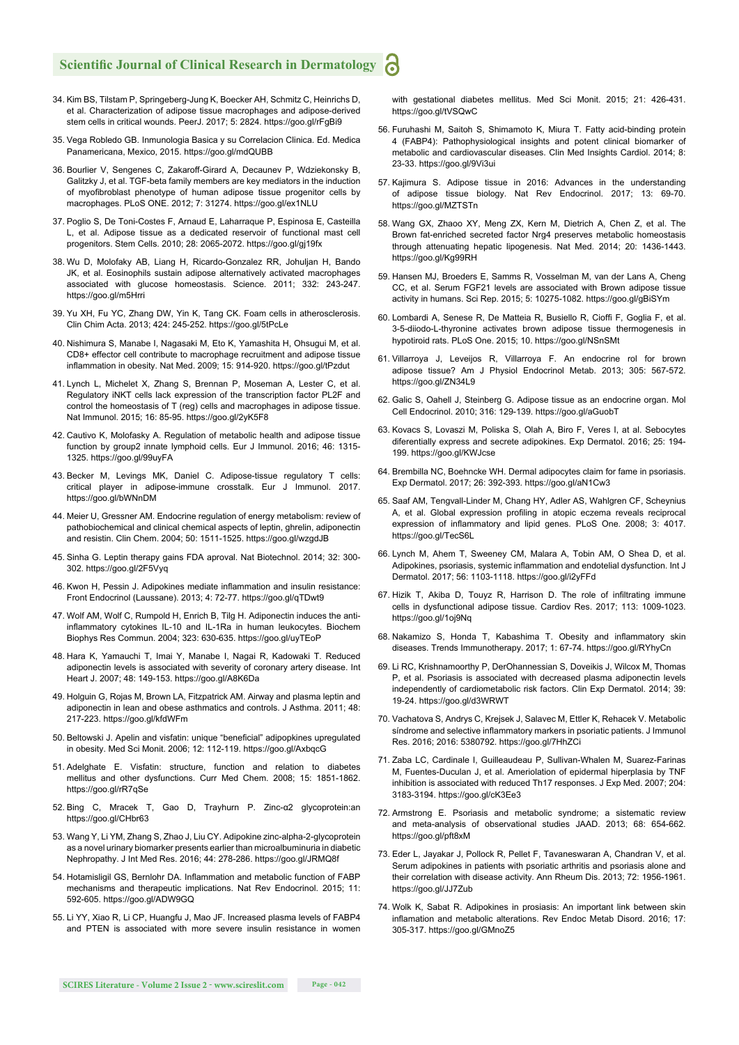34. Kim BS, Tilstam P, Springeberg-Jung K, Boecker AH, Schmitz C, Heinrichs D, et al. Characterization of adipose tissue macrophages and adipose-derived stem cells in critical wounds. PeerJ. 2017; 5: 2824. https://goo.gl/rFgBi9

35. Vega Robledo GB. Inmunologia Basica y su Correlacion Clinica. Ed. Medica Panamericana, Mexico, 2015. https://goo.gl/mdQUBB

36. Bourlier V, Sengenes C, Zakaroff-Girard A, Decaunev P, Wdziekonsky B, Galitzky J, et al. TGF-beta family members are key mediators in the induction of myofibroblast phenotype of human adipose tissue progenitor cells by macrophages. PLoS ONE. 2012; 7: 31274. https://goo.gl/ex1NLU

37. Poglio S, De Toni-Costes F, Arnaud E, Laharraque P, Espinosa E, Casteilla L, et al. Adipose tissue as a dedicated reservoir of functional mast cell progenitors. Stem Cells. 2010; 28: 2065-2072. https://goo.gl/gj19fx

38. Wu D, Molofaky AB, Liang H, Ricardo-Gonzalez RR, Johuljan H, Bando JK, et al. Eosinophils sustain adipose alternatively activated macrophages associated with glucose homeostasis. Science. 2011; 332: 243-247. https://goo.gl/m5Hrri

39. Yu XH, Fu YC, Zhang DW, Yin K, Tang CK. Foam cells in atherosclerosis. Clin Chim Acta. 2013; 424: 245-252. https://goo.gl/5tPcLe

40. Nishimura S, Manabe I, Nagasaki M, Eto K, Yamashita H, Ohsugui M, et al. CD8+ effector cell contribute to macrophage recruitment and adipose tissue inflammation in obesity. Nat Med. 2009; 15: 914-920. https://goo.gl/tPzdut

41. Lynch L, Michelet X, Zhang S, Brennan P, Moseman A, Lester C, et al. Regulatory iNKT cells lack expression of the transcription factor PL2F and control the homeostasis of T (reg) cells and macrophages in adipose tissue. Nat Immunol. 2015; 16: 85-95. https://goo.gl/2yK5F8

42. Cautivo K, Molofasky A. Regulation of metabolic health and adipose tissue function by group2 innate lymphoid cells. Eur J Immunol. 2016; 46: 1315-1325. https://goo.gl/99uyFA

43. Becker M, Levings MK, Daniel C. Adipose-tissue regulatory T cells: critical player in adipose-immune crosstalk. Eur J Immunol. 2017. https://goo.gl/bWNnDM

44. Meier U, Gressner AM. Endocrine regulation of energy metabolism: review of pathobiochemical and clinical chemical aspects of leptin, ghrelin, adiponectin and resistin. Clin Chem. 2004; 50: 1511-1525. https://goo.gl/wzgdJB

45. Sinha G. Leptin therapy gains FDA aproval. Nat Biotechnol. 2014; 32: 300-302. https://goo.gl/2F5Vyq

46. Kwon H, Pessin J. Adipokines mediate inflammation and insulin resistance: Front Endocrinol (Laussane). 2013; 4: 72-77. https://goo.gl/qTDwt9

47. Wolf AM, Wolf C, Rumpold H, Enrich B, Tilg H. Adiponectin induces the anti-inflammatory cytokines IL-10 and IL-1Ra in human leukocytes. Biochem Biophys Res Commun. 2004; 323: 630-635. https://goo.gl/uyTEoP

48. Hara K, Yamauchi T, Imai Y, Manabe I, Nagai R, Kadowaki T. Reduced adiponectin levels is associated with severity of coronary artery disease. Int Heart J. 2007; 48: 149-153. https://goo.gl/A8K6Da

49. Holguin G, Rojas M, Brown LA, Fitzpatrick AM. Airway and plasma leptin and adiponectin in lean and obese asthmatics and controls. J Asthma. 2011; 48: 217-223. https://goo.gl/kfdWFm

50. Beltowski J. Apelin and visfatin: unique "beneficial" adipopkines upregulated in obesity. Med Sci Monit. 2006; 12: 112-119. https://goo.gl/AxbqcG

51. Adelghate E. Visfatin: structure, function and relation to diabetes mellitus and other dysfunctions. Curr Med Chem. 2008; 15: 1851-1862. https://goo.gl/rR7qSe

52. Bing C, Mracek T, Gao D, Trayhurn P. Zinc-α2 glycoprotein:an https://goo.gl/CHbr63

53. Wang Y, Li YM, Zhang S, Zhao J, Liu CY. Adipokine zinc-alpha-2-glycoprotein as a novel urinary biomarker presents earlier than microalbuminuria in diabetic Nephropathy. J Int Med Res. 2016; 44: 278-286. https://goo.gl/JRMQ8f

54. Hotamisligil GS, Bernlohr DA. Inflammation and metabolic function of FABP mechanisms and therapeutic implications. Nat Rev Endocrinol. 2015; 11: 592-605. https://goo.gl/ADW9GQ

55. Li YY, Xiao R, Li CP, Huangfu J, Mao JF. Increased plasma levels of FABP4 and PTEN is associated with more severe insulin resistance in women with gestational diabetes mellitus. Med Sci Monit. 2015; 21: 426-431. https://goo.gl/tVSQwC

56. Furuhashi M, Saitoh S, Shimamoto K, Miura T. Fatty acid-binding protein 4 (FABP4): Pathophysiological insights and potent clinical biomarker of metabolic and cardiovascular diseases. Clin Med Insights Cardiol. 2014; 8: 23-33. https://goo.gl/9Vi3ui

57. Kajimura S. Adipose tissue in 2016: Advances in the understanding of adipose tissue biology. Nat Rev Endocrinol. 2017; 13: 69-70. https://goo.gl/MZTSTn

58. Wang GX, Zhaoo XY, Meng ZX, Kern M, Dietrich A, Chen Z, et al. The Brown fat-enriched secreted factor Nrg4 preserves metabolic homeostasis through attenuating hepatic lipogenesis. Nat Med. 2014; 20: 1436-1443. https://goo.gl/Kg99RH

59. Hansen MJ, Broeders E, Samms R, Vosselman M, van der Lans A, Cheng CC, et al. Serum FGF21 levels are associated with Brown adipose tissue activity in humans. Sci Rep. 2015; 5: 10275-1082. https://goo.gl/gBiSYm

60. Lombardi A, Senese R, De Matteia R, Busiello R, Cioffi F, Goglia F, et al. 3-5-diiodo-L-thyronine activates brown adipose tissue thermogenesis in hypotiroid rats. PLoS One. 2015; 10. https://goo.gl/NSnSMt

61. Villarroya J, Leveijos R, Villarroya F. An endocrine rol for brown adipose tissue? Am J Physiol Endocrinol Metab. 2013; 305: 567-572. https://goo.gl/ZN34L9

62. Galic S, Oahell J, Steinberg G. Adipose tissue as an endocrine organ. Mol Cell Endocrinol. 2010; 316: 129-139. https://goo.gl/aGuobT

63. Kovacs S, Lovaszi M, Poliska S, Olah A, Biro F, Veres I, at al. Sebocytes diferentially express and secrete adipokines. Exp Dermatol. 2016; 25: 194-199. https://goo.gl/KWJcse

64. Brembilla NC, Boehncke WH. Dermal adipocytes claim for fame in psoriasis. Exp Dermatol. 2017; 26: 392-393. https://goo.gl/aN1Cw3

65. Saaf AM, Tengvall-Linder M, Chang HY, Adler AS, Wahlgren CF, Scheynius A, et al. Global expression profiling in atopic eczema reveals reciprocal expression of inflammatory and lipid genes. PLoS One. 2008; 3: 4017. https://goo.gl/TecS6L

66. Lynch M, Ahem T, Sweeney CM, Malara A, Tobin AM, O Shea D, et al. Adipokines, psoriasis, systemic inflammation and endotelial dysfunction. Int J Dermatol. 2017; 56: 1103-1118. https://goo.gl/i2yFFd

67. Hizik T, Akiba D, Touyz R, Harrison D. The role of infiltrating immune cells in dysfunctional adipose tissue. Cardiov Res. 2017; 113: 1009-1023. https://goo.gl/1oj9Nq

68. Nakamizo S, Honda T, Kabashima T. Obesity and inflammatory skin diseases. Trends Immunotherapy. 2017; 1: 67-74. https://goo.gl/RYhyCn

69. Li RC, Krishnamoorthy P, DerOhannessian S, Doveikis J, Wilcox M, Thomas P, et al. Psoriasis is associated with decreased plasma adiponectin levels independently of cardiometabolic risk factors. Clin Exp Dermatol. 2014; 39: 19-24. https://goo.gl/d3WRWT

70. Vachatova S, Andrys C, Krejsek J, Salavec M, Ettler K, Rehacek V. Metabolic síndrome and selective inflammatory markers in psoriatic patients. J Immunol Res. 2016; 2016: 5380792. https://goo.gl/7HhZCi

71. Zaba LC, Cardinale I, Guilleaudeau P, Sullivan-Whalen M, Suarez-Farinas M, Fuentes-Duculan J, et al. Ameriolation of epidermal hiperplasia by TNF inhibition is associated with reduced Th17 responses. J Exp Med. 2007; 204: 3183-3194. https://goo.gl/cK3Ee3

72. Armstrong E. Psoriasis and metabolic syndrome; a sistematic review and meta-analysis of observational studies JAAD. 2013; 68: 654-662. https://goo.gl/pft8xM

73. Eder L, Jayakar J, Pollock R, Pellet F, Tavaneswaran A, Chandran V, et al. Serum adipokines in patients with psoriatic arthritis and psoriasis alone and their correlation with disease activity. Ann Rheum Dis. 2013; 72: 1956-1961. https://goo.gl/JJ7Zub

74. Wolk K, Sabat R. Adipokines in prosiasis: An important link between skin inflamation and metabolic alterations. Rev Endoc Metab Disord. 2016; 17: 305-317. https://goo.gl/GMnoZ5